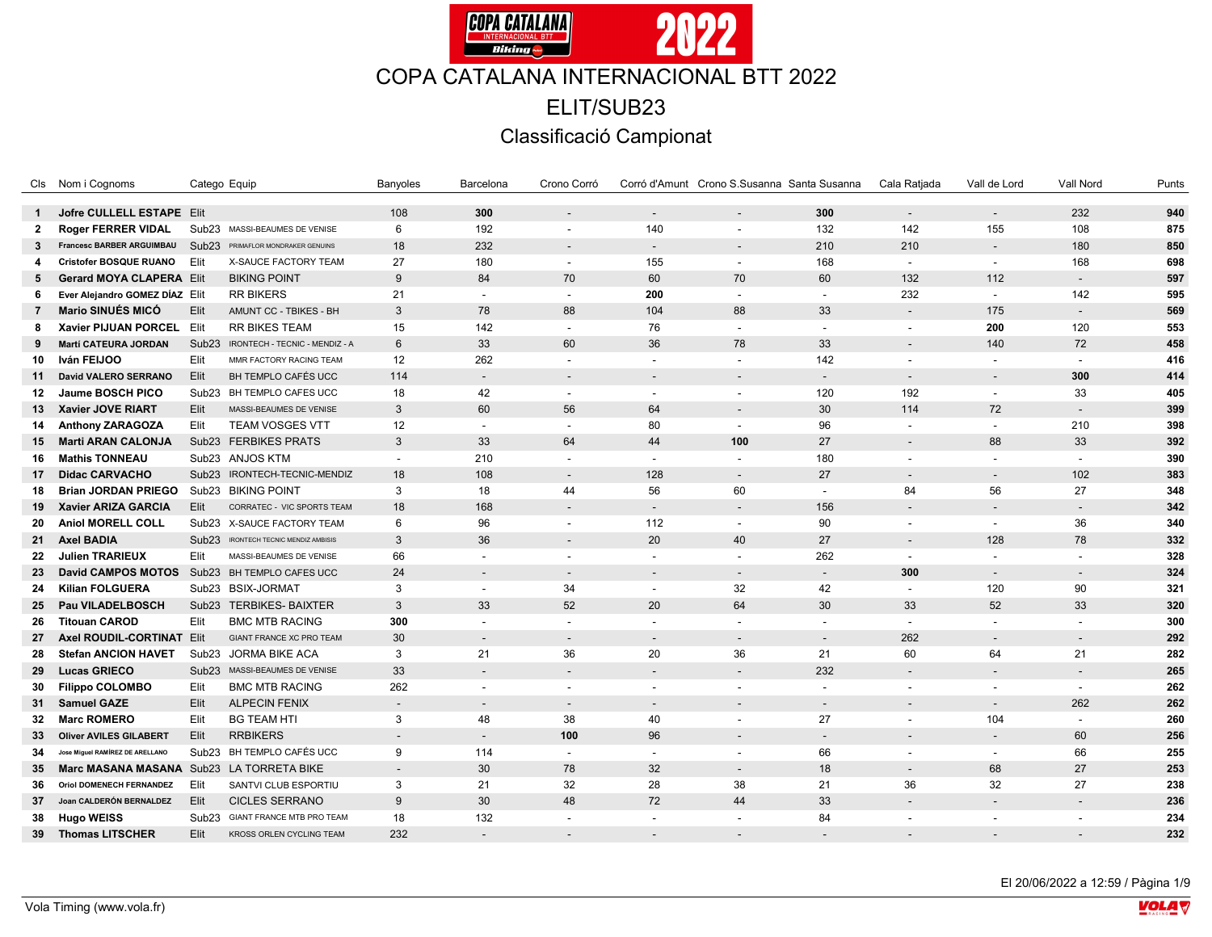# COPA CATALANA INTERNACIONAL BTT 2022

## ELIT/SUB23

### Classificació Campionat

| Cls | Nom i Cognoms | Catego | Equip | Banyoles | Barcelona | Crono Corró | Corró d'Amunt | Crono S.Susanna | Santa Susanna | Cala Ratjada | Vall de Lord | Vall Nord | Punts |
|---|---|---|---|---|---|---|---|---|---|---|---|---|---|
| 1 | Jofre CULLELL ESTAPE | Elit | | 108 | 300 | - | - | - | 300 | - | - | 232 | 940 |
| 2 | Roger FERRER VIDAL | Sub23 | MASSI-BEAUMES DE VENISE | 6 | 192 | - | 140 | - | 132 | 142 | 155 | 108 | 875 |
| 3 | Francesc BARBER ARGUIMBAU | Sub23 | PRIMAFLOR MONDRAKER GENUINS | 18 | 232 | - | - | - | 210 | 210 | - | 180 | 850 |
| 4 | Cristofer BOSQUE RUANO | Elit | X-SAUCE FACTORY TEAM | 27 | 180 | - | 155 | - | 168 | - | - | 168 | 698 |
| 5 | Gerard MOYA CLAPERA | Elit | BIKING POINT | 9 | 84 | 70 | 60 | 70 | 60 | 132 | 112 | - | 597 |
| 6 | Ever Alejandro GOMEZ DÍAZ | Elit | RR BIKERS | 21 | - | - | 200 | - | - | 232 | - | 142 | 595 |
| 7 | Mario SINUÉS MICÓ | Elit | AMUNT CC - TBIKES - BH | 3 | 78 | 88 | 104 | 88 | 33 | - | 175 | - | 569 |
| 8 | Xavier PIJUAN PORCEL | Elit | RR BIKES TEAM | 15 | 142 | - | 76 | - | - | - | 200 | 120 | 553 |
| 9 | Martí CATEURA JORDAN | Sub23 | IRONTECH - TECNIC - MENDIZ - A | 6 | 33 | 60 | 36 | 78 | 33 | - | 140 | 72 | 458 |
| 10 | Iván FEIJOO | Elit | MMR FACTORY RACING TEAM | 12 | 262 | - | - | - | 142 | - | - | - | 416 |
| 11 | David VALERO SERRANO | Elit | BH TEMPLO CAFÉS UCC | 114 | - | - | - | - | - | - | - | 300 | 414 |
| 12 | Jaume BOSCH PICO | Sub23 | BH TEMPLO CAFES UCC | 18 | 42 | - | - | - | 120 | 192 | - | 33 | 405 |
| 13 | Xavier JOVE RIART | Elit | MASSI-BEAUMES DE VENISE | 3 | 60 | 56 | 64 | - | 30 | 114 | 72 | - | 399 |
| 14 | Anthony ZARAGOZA | Elit | TEAM VOSGES VTT | 12 | - | - | 80 | - | 96 | - | - | 210 | 398 |
| 15 | Marti ARAN CALONJA | Sub23 | FERBIKES PRATS | 3 | 33 | 64 | 44 | 100 | 27 | - | 88 | 33 | 392 |
| 16 | Mathis TONNEAU | Sub23 | ANJOS KTM | - | 210 | - | - | - | 180 | - | - | - | 390 |
| 17 | Didac CARVACHO | Sub23 | IRONTECH-TECNIC-MENDIZ | 18 | 108 | - | 128 | - | 27 | - | - | 102 | 383 |
| 18 | Brian JORDAN PRIEGO | Sub23 | BIKING POINT | 3 | 18 | 44 | 56 | 60 | - | 84 | 56 | 27 | 348 |
| 19 | Xavier ARIZA GARCIA | Elit | CORRATEC - VIC SPORTS TEAM | 18 | 168 | - | - | - | 156 | - | - | - | 342 |
| 20 | Aniol MORELL COLL | Sub23 | X-SAUCE FACTORY TEAM | 6 | 96 | - | 112 | - | 90 | - | - | 36 | 340 |
| 21 | Axel BADIA | Sub23 | IRONTECH TECNIC MENDIZ AMBISIS | 3 | 36 | - | 20 | 40 | 27 | - | 128 | 78 | 332 |
| 22 | Julien TRARIEUX | Elit | MASSI-BEAUMES DE VENISE | 66 | - | - | - | - | 262 | - | - | - | 328 |
| 23 | David CAMPOS MOTOS | Sub23 | BH TEMPLO CAFES UCC | 24 | - | - | - | - | - | 300 | - | - | 324 |
| 24 | Kilian FOLGUERA | Sub23 | BSIX-JORMAT | 3 | - | 34 | - | 32 | 42 | - | 120 | 90 | 321 |
| 25 | Pau VILADELBOSCH | Sub23 | TERBIKES- BAIXTER | 3 | 33 | 52 | 20 | 64 | 30 | 33 | 52 | 33 | 320 |
| 26 | Titouan CAROD | Elit | BMC MTB RACING | 300 | - | - | - | - | - | - | - | - | 300 |
| 27 | Axel ROUDIL-CORTINAT | Elit | GIANT FRANCE XC PRO TEAM | 30 | - | - | - | - | - | 262 | - | - | 292 |
| 28 | Stefan ANCION HAVET | Sub23 | JORMA BIKE ACA | 3 | 21 | 36 | 20 | 36 | 21 | 60 | 64 | 21 | 282 |
| 29 | Lucas GRIECO | Sub23 | MASSI-BEAUMES DE VENISE | 33 | - | - | - | - | 232 | - | - | - | 265 |
| 30 | Filippo COLOMBO | Elit | BMC MTB RACING | 262 | - | - | - | - | - | - | - | - | 262 |
| 31 | Samuel GAZE | Elit | ALPECIN FENIX | - | - | - | - | - | - | - | - | 262 | 262 |
| 32 | Marc ROMERO | Elit | BG TEAM HTI | 3 | 48 | 38 | 40 | - | 27 | - | 104 | - | 260 |
| 33 | Oliver AVILES GILABERT | Elit | RRBIKERS | - | - | 100 | 96 | - | - | - | - | 60 | 256 |
| 34 | Jose Miguel RAMÍREZ DE ARELLANO | Sub23 | BH TEMPLO CAFÉS UCC | 9 | 114 | - | - | - | 66 | - | - | 66 | 255 |
| 35 | Marc MASANA MASANA | Sub23 | LA TORRETA BIKE | - | 30 | 78 | 32 | - | 18 | - | 68 | 27 | 253 |
| 36 | Oriol DOMENECH FERNANDEZ | Elit | SANTVI CLUB ESPORTIU | 3 | 21 | 32 | 28 | 38 | 21 | 36 | 32 | 27 | 238 |
| 37 | Joan CALDERÓN BERNALDEZ | Elit | CICLES SERRANO | 9 | 30 | 48 | 72 | 44 | 33 | - | - | - | 236 |
| 38 | Hugo WEISS | Sub23 | GIANT FRANCE MTB PRO TEAM | 18 | 132 | - | - | - | 84 | - | - | - | 234 |
| 39 | Thomas LITSCHER | Elit | KROSS ORLEN CYCLING TEAM | 232 | - | - | - | - | - | - | - | - | 232 |

El 20/06/2022 a 12:59 / Pàgina 1/9

Vola Timing (www.vola.fr)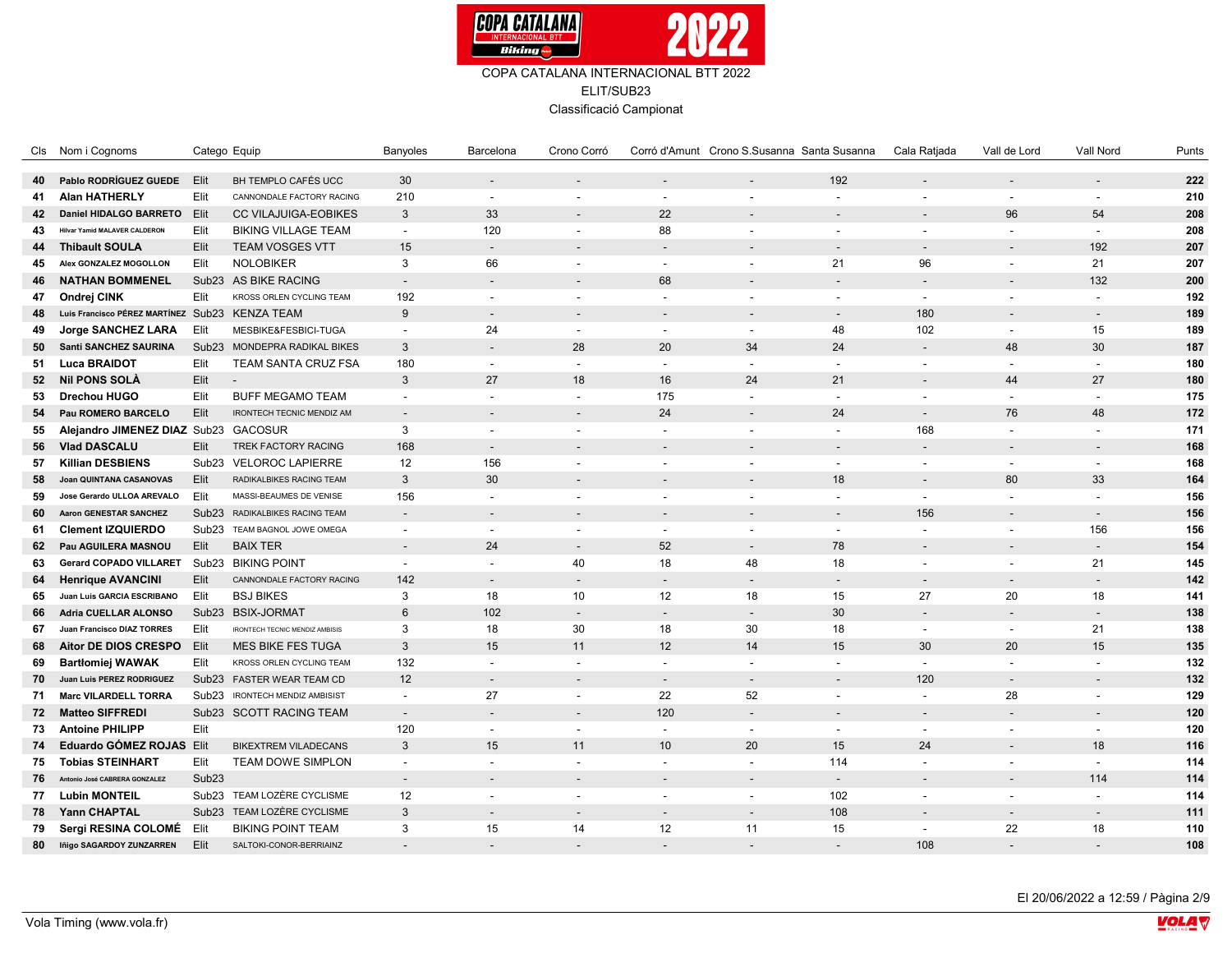COPA CATALANA INTERNACIONAL BTT 2022

ELIT/SUB23

Classificació Campionat

| Cls | Nom i Cognoms | Catego | Equip | Banyoles | Barcelona | Crono Corró | Corró d'Amunt | Crono S.Susanna | Santa Susanna | Cala Ratjada | Vall de Lord | Vall Nord | Punts |
|---|---|---|---|---|---|---|---|---|---|---|---|---|---|
| 40 | Pablo RODRÍGUEZ GUEDE | Elit | BH TEMPLO CAFÉS UCC | 30 | - | - | - | - | 192 | - | - | - | 222 |
| 41 | Alan HATHERLY | Elit | CANNONDALE FACTORY RACING | 210 | - | - | - | - | - | - | - | - | 210 |
| 42 | Daniel HIDALGO BARRETO | Elit | CC VILAJUIGA-EOBIKES | 3 | 33 | - | 22 | - | - | - | 96 | 54 | 208 |
| 43 | Hilvar Yamid MALAVER CALDERON | Elit | BIKING VILLAGE TEAM | - | 120 | - | 88 | - | - | - | - | - | 208 |
| 44 | Thibault SOULA | Elit | TEAM VOSGES VTT | 15 | - | - | - | - | - | - | - | 192 | 207 |
| 45 | Alex GONZALEZ MOGOLLON | Elit | NOLOBIKER | 3 | 66 | - | - | - | 21 | 96 | - | 21 | 207 |
| 46 | NATHAN BOMMENEL | Sub23 | AS BIKE RACING | - | - | - | 68 | - | - | - | - | 132 | 200 |
| 47 | Ondrej CINK | Elit | KROSS ORLEN CYCLING TEAM | 192 | - | - | - | - | - | - | - | - | 192 |
| 48 | Luis Francisco PÉREZ MARTÍNEZ | Sub23 | KENZA TEAM | 9 | - | - | - | - | - | 180 | - | - | 189 |
| 49 | Jorge SANCHEZ LARA | Elit | MESBIKE&FESBICI-TUGA | - | 24 | - | - | - | 48 | 102 | - | 15 | 189 |
| 50 | Santi SANCHEZ SAURINA | Sub23 | MONDEPRA RADIKAL BIKES | 3 | - | 28 | 20 | 34 | 24 | - | 48 | 30 | 187 |
| 51 | Luca BRAIDOT | Elit | TEAM SANTA CRUZ FSA | 180 | - | - | - | - | - | - | - | - | 180 |
| 52 | Nil PONS SOLÀ | Elit | - | 3 | 27 | 18 | 16 | 24 | 21 | - | 44 | 27 | 180 |
| 53 | Drechou HUGO | Elit | BUFF MEGAMO TEAM | - | - | - | 175 | - | - | - | - | - | 175 |
| 54 | Pau ROMERO BARCELO | Elit | IRONTECH TECNIC MENDIZ AM | - | - | - | 24 | - | 24 | - | 76 | 48 | 172 |
| 55 | Alejandro JIMENEZ DIAZ | Sub23 | GACOSUR | 3 | - | - | - | - | - | 168 | - | - | 171 |
| 56 | Vlad DASCALU | Elit | TREK FACTORY RACING | 168 | - | - | - | - | - | - | - | - | 168 |
| 57 | Killian DESBIENS | Sub23 | VELOROC LAPIERRE | 12 | 156 | - | - | - | - | - | - | - | 168 |
| 58 | Joan QUINTANA CASANOVAS | Elit | RADIKALBIKES RACING TEAM | 3 | 30 | - | - | - | 18 | - | 80 | 33 | 164 |
| 59 | Jose Gerardo ULLOA AREVALO | Elit | MASSI-BEAUMES DE VENISE | 156 | - | - | - | - | - | - | - | - | 156 |
| 60 | Aaron GENESTAR SANCHEZ | Sub23 | RADIKALBIKES RACING TEAM | - | - | - | - | - | - | 156 | - | - | 156 |
| 61 | Clement IZQUIERDO | Sub23 | TEAM BAGNOL JOWE OMEGA | - | - | - | - | - | - | - | - | 156 | 156 |
| 62 | Pau AGUILERA MASNOU | Elit | BAIX TER | - | 24 | - | 52 | - | 78 | - | - | - | 154 |
| 63 | Gerard COPADO VILLARET | Sub23 | BIKING POINT | - | - | 40 | 18 | 48 | 18 | - | - | 21 | 145 |
| 64 | Henrique AVANCINI | Elit | CANNONDALE FACTORY RACING | 142 | - | - | - | - | - | - | - | - | 142 |
| 65 | Juan Luis GARCIA ESCRIBANO | Elit | BSJ BIKES | 3 | 18 | 10 | 12 | 18 | 15 | 27 | 20 | 18 | 141 |
| 66 | Adria CUELLAR ALONSO | Sub23 | BSIX-JORMAT | 6 | 102 | - | - | - | 30 | - | - | - | 138 |
| 67 | Juan Francisco DIAZ TORRES | Elit | IRONTECH TECNIC MENDIZ AMBISIS | 3 | 18 | 30 | 18 | 30 | 18 | - | - | 21 | 138 |
| 68 | Aitor DE DIOS CRESPO | Elit | MES BIKE FES TUGA | 3 | 15 | 11 | 12 | 14 | 15 | 30 | 20 | 15 | 135 |
| 69 | Bartłomiej WAWAK | Elit | KROSS ORLEN CYCLING TEAM | 132 | - | - | - | - | - | - | - | - | 132 |
| 70 | Juan Luis PEREZ RODRIGUEZ | Sub23 | FASTER WEAR TEAM CD | 12 | - | - | - | - | - | 120 | - | - | 132 |
| 71 | Marc VILARDELL TORRA | Sub23 | IRONTECH MENDIZ AMBISIST | - | 27 | - | 22 | 52 | - | - | 28 | - | 129 |
| 72 | Matteo SIFFREDI | Sub23 | SCOTT RACING TEAM | - | - | - | 120 | - | - | - | - | - | 120 |
| 73 | Antoine PHILIPP | Elit | | 120 | - | - | - | - | - | - | - | - | 120 |
| 74 | Eduardo GÓMEZ ROJAS | Elit | BIKEXTREM VILADECANS | 3 | 15 | 11 | 10 | 20 | 15 | 24 | - | 18 | 116 |
| 75 | Tobias STEINHART | Elit | TEAM DOWE SIMPLON | - | - | - | - | - | 114 | - | - | - | 114 |
| 76 | Antonio José CABRERA GONZALEZ | Sub23 | | - | - | - | - | - | - | - | - | 114 | 114 |
| 77 | Lubin MONTEIL | Sub23 | TEAM LOZÈRE CYCLISME | 12 | - | - | - | - | 102 | - | - | - | 114 |
| 78 | Yann CHAPTAL | Sub23 | TEAM LOZÈRE CYCLISME | 3 | - | - | - | - | 108 | - | - | - | 111 |
| 79 | Sergi RESINA COLOMÉ | Elit | BIKING POINT TEAM | 3 | 15 | 14 | 12 | 11 | 15 | - | 22 | 18 | 110 |
| 80 | Iñigo SAGARDOY ZUNZARREN | Elit | SALTOKI-CONOR-BERRIAINZ | - | - | - | - | - | - | 108 | - | - | 108 |

El 20/06/2022 a 12:59 / Pàgina 2/9

Vola Timing (www.vola.fr)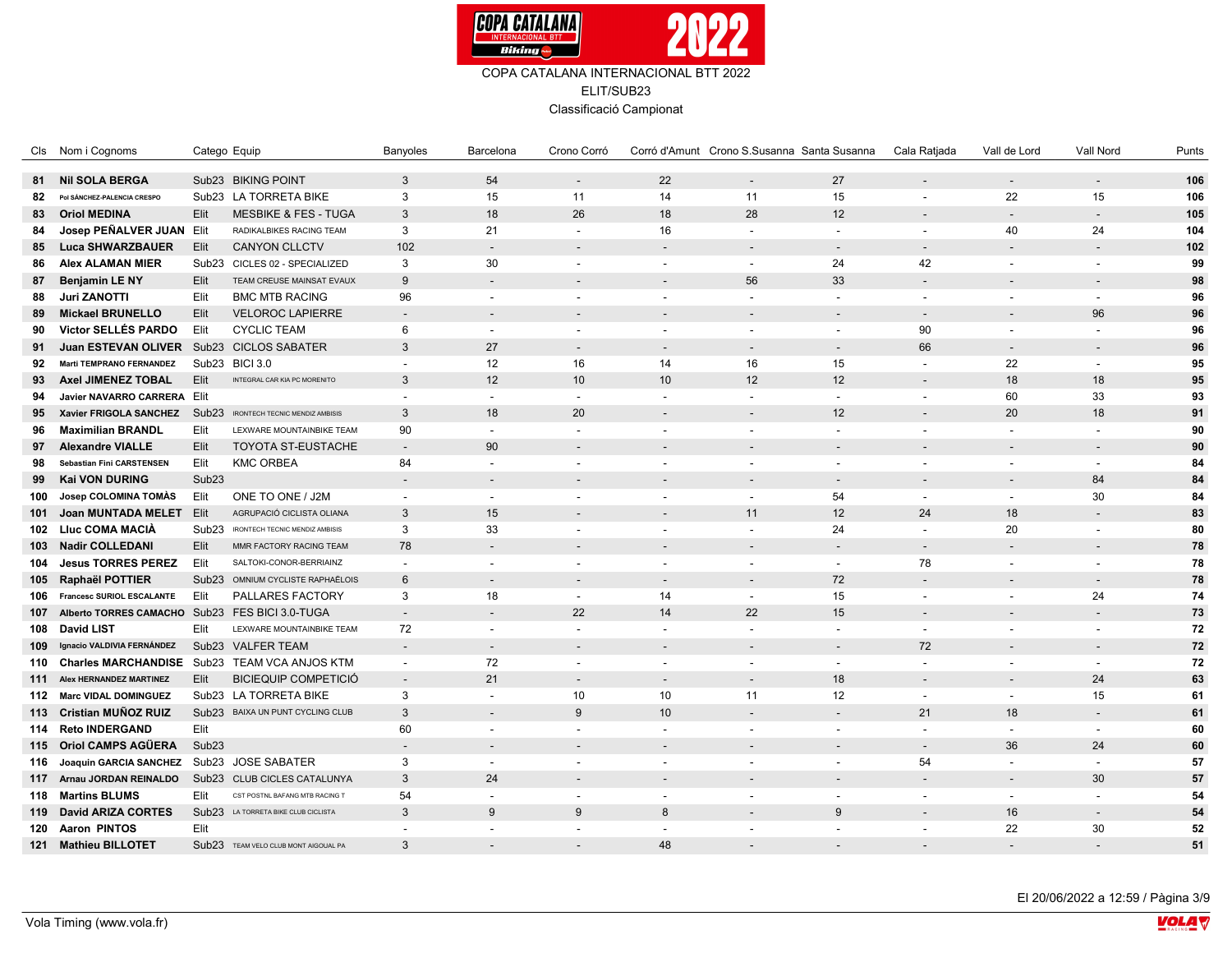COPA CATALANA INTERNACIONAL BTT 2022

ELIT/SUB23

Classificació Campionat

| Cls | Nom i Cognoms | Catego | Equip | Banyoles | Barcelona | Crono Corró | Corró d'Amunt | Crono S.Susanna | Santa Susanna | Cala Ratjada | Vall de Lord | Vall Nord | Punts |
|---|---|---|---|---|---|---|---|---|---|---|---|---|---|
| 81 | **Nil SOLA BERGA** | Sub23 | BIKING POINT | 3 | 54 | - | 22 | - | 27 | - | - | - | **106** |
| 82 | **Pol SÁNCHEZ-PALENCIA CRESPO** | Sub23 | LA TORRETA BIKE | 3 | 15 | 11 | 14 | 11 | 15 | - | 22 | 15 | **106** |
| 83 | **Oriol MEDINA** | Elit | MESBIKE & FES - TUGA | 3 | 18 | 26 | 18 | 28 | 12 | - | - | - | **105** |
| 84 | **Josep PEÑALVER JUAN** | Elit | RADIKALBIKES RACING TEAM | 3 | 21 | - | 16 | - | - | - | 40 | 24 | **104** |
| 85 | **Luca SHWARZBAUER** | Elit | CANYON CLLCTV | 102 | - | - | - | - | - | - | - | - | **102** |
| 86 | **Alex ALAMAN MIER** | Sub23 | CICLES 02 - SPECIALIZED | 3 | 30 | - | - | - | 24 | 42 | - | - | **99** |
| 87 | **Benjamin LE NY** | Elit | TEAM CREUSE MAINSAT EVAUX | 9 | - | - | - | 56 | 33 | - | - | - | **98** |
| 88 | **Juri ZANOTTI** | Elit | BMC MTB RACING | 96 | - | - | - | - | - | - | - | - | **96** |
| 89 | **Mickael BRUNELLO** | Elit | VELOROC LAPIERRE | - | - | - | - | - | - | - | - | 96 | **96** |
| 90 | **Victor SELLÉS PARDO** | Elit | CYCLIC TEAM | 6 | - | - | - | - | - | 90 | - | - | **96** |
| 91 | **Juan ESTEVAN OLIVER** | Sub23 | CICLOS SABATER | 3 | 27 | - | - | - | - | 66 | - | - | **96** |
| 92 | **Marti TEMPRANO FERNANDEZ** | Sub23 | BICI 3.0 | - | 12 | 16 | 14 | 16 | 15 | - | 22 | - | **95** |
| 93 | **Axel JIMENEZ TOBAL** | Elit | INTEGRAL CAR KIA PC MORENITO | 3 | 12 | 10 | 10 | 12 | 12 | - | 18 | 18 | **95** |
| 94 | **Javier NAVARRO CARRERA** | Elit | | - | - | - | - | - | - | - | 60 | 33 | **93** |
| 95 | **Xavier FRIGOLA SANCHEZ** | Sub23 | IRONTECH TECNIC MENDIZ AMBISIS | 3 | 18 | 20 | - | - | 12 | - | 20 | 18 | **91** |
| 96 | **Maximilian BRANDL** | Elit | LEXWARE MOUNTAINBIKE TEAM | 90 | - | - | - | - | - | - | - | - | **90** |
| 97 | **Alexandre VIALLE** | Elit | TOYOTA ST-EUSTACHE | - | 90 | - | - | - | - | - | - | - | **90** |
| 98 | **Sebastian Fini CARSTENSEN** | Elit | KMC ORBEA | 84 | - | - | - | - | - | - | - | - | **84** |
| 99 | **Kai VON DURING** | Sub23 | | - | - | - | - | - | - | - | - | 84 | **84** |
| 100 | **Josep COLOMINA TOMÀS** | Elit | ONE TO ONE / J2M | - | - | - | - | - | 54 | - | - | 30 | **84** |
| 101 | **Joan MUNTADA MELET** | Elit | AGRUPACIÓ CICLISTA OLIANA | 3 | 15 | - | - | 11 | 12 | 24 | 18 | - | **83** |
| 102 | **Lluc COMA MACIÀ** | Sub23 | IRONTECH TECNIC MENDIZ AMBISIS | 3 | 33 | - | - | - | 24 | - | 20 | - | **80** |
| 103 | **Nadir COLLEDANI** | Elit | MMR FACTORY RACING TEAM | 78 | - | - | - | - | - | - | - | - | **78** |
| 104 | **Jesus TORRES PEREZ** | Elit | SALTOKI-CONOR-BERRIAINZ | - | - | - | - | - | - | 78 | - | - | **78** |
| 105 | **Raphaël POTTIER** | Sub23 | OMNIUM CYCLISTE RAPHAËLOIS | 6 | - | - | - | - | 72 | - | - | - | **78** |
| 106 | **Francesc SURIOL ESCALANTE** | Elit | PALLARES FACTORY | 3 | 18 | - | 14 | - | 15 | - | - | 24 | **74** |
| 107 | **Alberto TORRES CAMACHO** | Sub23 | FES BICI 3.0-TUGA | - | - | 22 | 14 | 22 | 15 | - | - | - | **73** |
| 108 | **David LIST** | Elit | LEXWARE MOUNTAINBIKE TEAM | 72 | - | - | - | - | - | - | - | - | **72** |
| 109 | **Ignacio VALDIVIA FERNÁNDEZ** | Sub23 | VALFER TEAM | - | - | - | - | - | - | 72 | - | - | **72** |
| 110 | **Charles MARCHANDISE** | Sub23 | TEAM VCA ANJOS KTM | - | 72 | - | - | - | - | - | - | - | **72** |
| 111 | **Alex HERNANDEZ MARTINEZ** | Elit | BICIEQUIP COMPETICIÓ | - | 21 | - | - | - | 18 | - | - | 24 | **63** |
| 112 | **Marc VIDAL DOMINGUEZ** | Sub23 | LA TORRETA BIKE | 3 | - | 10 | 10 | 11 | 12 | - | - | 15 | **61** |
| 113 | **Cristian MUÑOZ RUIZ** | Sub23 | BAIXA UN PUNT CYCLING CLUB | 3 | - | 9 | 10 | - | - | 21 | 18 | - | **61** |
| 114 | **Reto INDERGAND** | Elit | | 60 | - | - | - | - | - | - | - | - | **60** |
| 115 | **Oriol CAMPS AGÜERA** | Sub23 | | - | - | - | - | - | - | - | 36 | 24 | **60** |
| 116 | **Joaquin GARCIA SANCHEZ** | Sub23 | JOSE SABATER | 3 | - | - | - | - | - | 54 | - | - | **57** |
| 117 | **Arnau JORDAN REINALDO** | Sub23 | CLUB CICLES CATALUNYA | 3 | 24 | - | - | - | - | - | - | 30 | **57** |
| 118 | **Martins BLUMS** | Elit | CST POSTNL BAFANG MTB RACING T | 54 | - | - | - | - | - | - | - | - | **54** |
| 119 | **David ARIZA CORTES** | Sub23 | LA TORRETA BIKE CLUB CICLISTA | 3 | 9 | 9 | 8 | - | 9 | - | 16 | - | **54** |
| 120 | **Aaron PINTOS** | Elit | | - | - | - | - | - | - | - | 22 | 30 | **52** |
| 121 | **Mathieu BILLOTET** | Sub23 | TEAM VELO CLUB MONT AIGOUAL PA | 3 | - | - | 48 | - | - | - | - | - | **51** |

El 20/06/2022 a 12:59 / Pàgina 3/9

Vola Timing (www.vola.fr)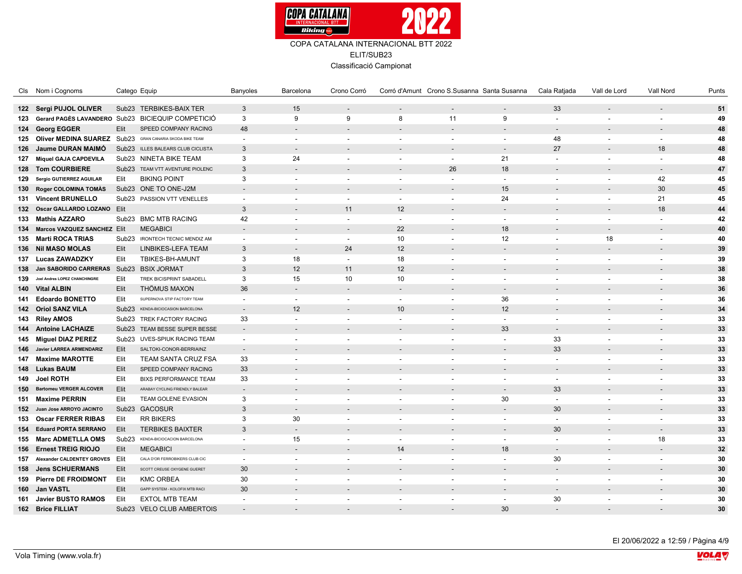COPA CATALANA INTERNACIONAL BTT 2022

ELIT/SUB23

Classificació Campionat

| Cls | Nom i Cognoms | Catego | Equip | Banyoles | Barcelona | Crono Corró | Corró d'Amunt | Crono S.Susanna | Santa Susanna | Cala Ratjada | Vall de Lord | Vall Nord | Punts |
|---|---|---|---|---|---|---|---|---|---|---|---|---|---|
| 122 | Sergi PUJOL OLIVER | Sub23 | TERBIKES-BAIX TER | 3 | 15 | - | - | - | - | 33 | - | - | 51 |
| 123 | Gerard PAGÈS LAVANDERO | Sub23 | BICIEQUIP COMPETICIÓ | 3 | 9 | 9 | 8 | 11 | 9 | - | - | - | 49 |
| 124 | Georg EGGER | Elit | SPEED COMPANY RACING | 48 | - | - | - | - | - | - | - | - | 48 |
| 125 | Oliver MEDINA SUAREZ | Sub23 | GRAN CANARIA SKODA BIKE TEAM | - | - | - | - | - | - | 48 | - | - | 48 |
| 126 | Jaume DURAN MAIMÓ | Sub23 | ILLES BALEARS CLUB CICLISTA | 3 | - | - | - | - | - | 27 | - | 18 | 48 |
| 127 | Miquel GAJA CAPDEVILA | Sub23 | NINETA BIKE TEAM | 3 | 24 | - | - | - | 21 | - | - | - | 48 |
| 128 | Tom COURBIERE | Sub23 | TEAM VTT AVENTURE PIOLENC | 3 | - | - | - | 26 | 18 | - | - | - | 47 |
| 129 | Sergio GUTIERREZ AGUILAR | Elit | BIKING POINT | 3 | - | - | - | - | - | - | - | 42 | 45 |
| 130 | Roger COLOMINA TOMÀS | Sub23 | ONE TO ONE-J2M | - | - | - | - | - | 15 | - | - | 30 | 45 |
| 131 | Vincent BRUNELLO | Sub23 | PASSION VTT VENELLES | - | - | - | - | - | 24 | - | - | 21 | 45 |
| 132 | Oscar GALLARDO LOZANO | Elit | | 3 | - | 11 | 12 | - | - | - | - | 18 | 44 |
| 133 | Mathis AZZARO | Sub23 | BMC MTB RACING | 42 | - | - | - | - | - | - | - | - | 42 |
| 134 | Marcos VAZQUEZ SANCHEZ | Elit | MEGABICI | - | - | - | 22 | - | 18 | - | - | - | 40 |
| 135 | Marti ROCA TRIAS | Sub23 | IRONTECH TECNIC MENDIZ AM | - | - | - | 10 | - | 12 | - | 18 | - | 40 |
| 136 | Nil MASO MOLAS | Elit | LINBIKES-LEFA TEAM | 3 | - | 24 | 12 | - | - | - | - | - | 39 |
| 137 | Lucas ZAWADZKY | Elit | TBIKES-BH-AMUNT | 3 | 18 | - | 18 | - | - | - | - | - | 39 |
| 138 | Jan SABORIDO CARRERAS | Sub23 | BSIX JORMAT | 3 | 12 | 11 | 12 | - | - | - | - | - | 38 |
| 139 | Joel Andres LOPEZ CHANCHINGRE | Elit | TREK BICISPRINT SABADELL | 3 | 15 | 10 | 10 | - | - | - | - | - | 38 |
| 140 | Vital ALBIN | Elit | THÖMUS MAXON | 36 | - | - | - | - | - | - | - | - | 36 |
| 141 | Edoardo BONETTO | Elit | SUPERNOVA STIP FACTORY TEAM | - | - | - | - | - | 36 | - | - | - | 36 |
| 142 | Oriol SANZ VILA | Sub23 | KENDA-BICIOCASION BARCELONA | - | 12 | - | 10 | - | 12 | - | - | - | 34 |
| 143 | Riley AMOS | Sub23 | TREK FACTORY RACING | 33 | - | - | - | - | - | - | - | - | 33 |
| 144 | Antoine LACHAIZE | Sub23 | TEAM BESSE SUPER BESSE | - | - | - | - | - | 33 | - | - | - | 33 |
| 145 | Miguel DIAZ PEREZ | Sub23 | UVES-SPIUK RACING TEAM | - | - | - | - | - | - | 33 | - | - | 33 |
| 146 | Javier LARREA ARMENDARIZ | Elit | SALTOKI-CONOR-BERRIAINZ | - | - | - | - | - | - | 33 | - | - | 33 |
| 147 | Maxime MAROTTE | Elit | TEAM SANTA CRUZ FSA | 33 | - | - | - | - | - | - | - | - | 33 |
| 148 | Lukas BAUM | Elit | SPEED COMPANY RACING | 33 | - | - | - | - | - | - | - | - | 33 |
| 149 | Joel ROTH | Elit | BIXS PERFORMANCE TEAM | 33 | - | - | - | - | - | - | - | - | 33 |
| 150 | Bartomeu VERGER ALCOVER | Elit | ARABAY CYCLING FRIENDLY BALEAR | - | - | - | - | - | - | 33 | - | - | 33 |
| 151 | Maxime PERRIN | Elit | TEAM GOLENE EVASION | 3 | - | - | - | - | 30 | - | - | - | 33 |
| 152 | Juan Jose ARROYO JACINTO | Sub23 | GACOSUR | 3 | - | - | - | - | - | 30 | - | - | 33 |
| 153 | Oscar FERRER RIBAS | Elit | RR BIKERS | 3 | 30 | - | - | - | - | - | - | - | 33 |
| 154 | Eduard PORTA SERRANO | Elit | TERBIKES BAIXTER | 3 | - | - | - | - | - | 30 | - | - | 33 |
| 155 | Marc ADMETLLA OMS | Sub23 | KENDA-BICIOCACION BARCELONA | - | 15 | - | - | - | - | - | - | 18 | 33 |
| 156 | Ernest TREIG RIOJO | Elit | MEGABICI | - | - | - | 14 | - | 18 | - | - | - | 32 |
| 157 | Alexander CALDENTEY GROVES | Elit | CALA D'OR FERROBIKERS CLUB CIC | - | - | - | - | - | - | 30 | - | - | 30 |
| 158 | Jens SCHUERMANS | Elit | SCOTT CREUSE OXYGENE GUERET | 30 | - | - | - | - | - | - | - | - | 30 |
| 159 | Pierre DE FROIDMONT | Elit | KMC ORBEA | 30 | - | - | - | - | - | - | - | - | 30 |
| 160 | Jan VASTL | Elit | GAPP SYSTEM - KOLOFIX MTB RACI | 30 | - | - | - | - | - | - | - | - | 30 |
| 161 | Javier BUSTO RAMOS | Elit | EXTOL MTB TEAM | - | - | - | - | - | - | 30 | - | - | 30 |
| 162 | Brice FILLIAT | Sub23 | VELO CLUB AMBERTOIS | - | - | - | - | - | 30 | - | - | - | 30 |

El 20/06/2022 a 12:59 / Pàgina 4/9

Vola Timing (www.vola.fr)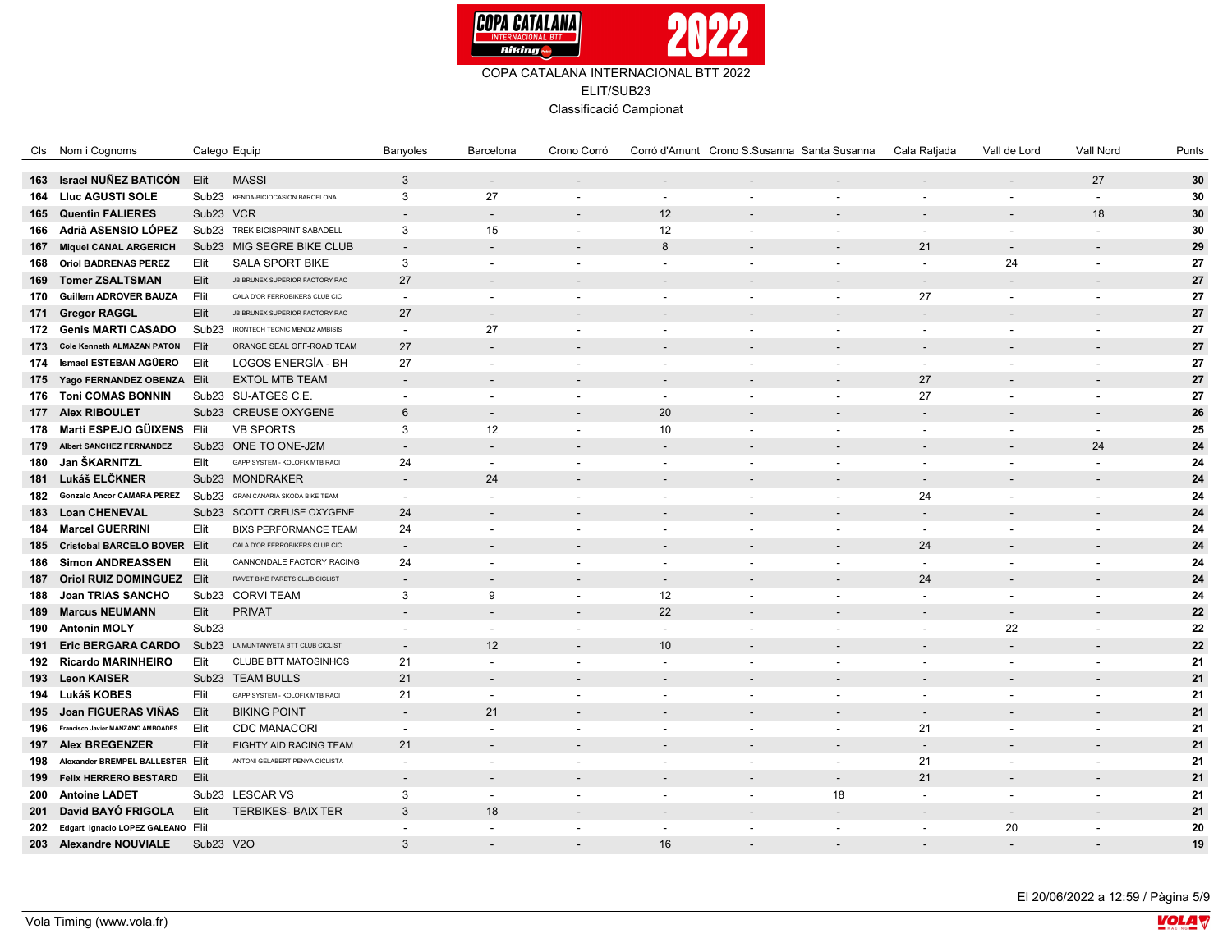COPA CATALANA INTERNACIONAL BTT 2022

ELIT/SUB23

Classificació Campionat

| Cls | Nom i Cognoms | Catego | Equip | Banyoles | Barcelona | Crono Corró | Corró d'Amunt | Crono S.Susanna | Santa Susanna | Cala Ratjada | Vall de Lord | Vall Nord | Punts |
|---|---|---|---|---|---|---|---|---|---|---|---|---|---|
| 163 | **Israel NUÑEZ BATICÓN** | Elit | MASSI | 3 | - | - | - | - | - | - | - | 27 | **30** |
| 164 | **Lluc AGUSTI SOLE** | Sub23 | KENDA-BICIOCASION BARCELONA | 3 | 27 | - | - | - | - | - | - | - | **30** |
| 165 | **Quentin FALIERES** | Sub23 | VCR | - | - | - | 12 | - | - | - | - | 18 | **30** |
| 166 | **Adrià ASENSIO LÓPEZ** | Sub23 | TREK BICISPRINT SABADELL | 3 | 15 | - | 12 | - | - | - | - | - | **30** |
| 167 | **Miquel CANAL ARGERICH** | Sub23 | MIG SEGRE BIKE CLUB | - | - | - | 8 | - | - | 21 | - | - | **29** |
| 168 | **Oriol BADRENAS PEREZ** | Elit | SALA SPORT BIKE | 3 | - | - | - | - | - | - | 24 | - | **27** |
| 169 | **Tomer ZSALTSMAN** | Elit | JB BRUNEX SUPERIOR FACTORY RAC | 27 | - | - | - | - | - | - | - | - | **27** |
| 170 | **Guillem ADROVER BAUZA** | Elit | CALA D'OR FERROBIKERS CLUB CIC | - | - | - | - | - | - | 27 | - | - | **27** |
| 171 | **Gregor RAGGL** | Elit | JB BRUNEX SUPERIOR FACTORY RAC | 27 | - | - | - | - | - | - | - | - | **27** |
| 172 | **Genis MARTI CASADO** | Sub23 | IRONTECH TECNIC MENDIZ AMBISIS | - | 27 | - | - | - | - | - | - | - | **27** |
| 173 | **Cole Kenneth ALMAZAN PATON** | Elit | ORANGE SEAL OFF-ROAD TEAM | 27 | - | - | - | - | - | - | - | - | **27** |
| 174 | **Ismael ESTEBAN AGÜERO** | Elit | LOGOS ENERGÍA - BH | 27 | - | - | - | - | - | - | - | - | **27** |
| 175 | **Yago FERNANDEZ OBENZA** | Elit | EXTOL MTB TEAM | - | - | - | - | - | - | 27 | - | - | **27** |
| 176 | **Toni COMAS BONNIN** | Sub23 | SU-ATGES C.E. | - | - | - | - | - | - | 27 | - | - | **27** |
| 177 | **Alex RIBOULET** | Sub23 | CREUSE OXYGENE | 6 | - | - | 20 | - | - | - | - | - | **26** |
| 178 | **Marti ESPEJO GÜIXENS** | Elit | VB SPORTS | 3 | 12 | - | 10 | - | - | - | - | - | **25** |
| 179 | **Albert SANCHEZ FERNANDEZ** | Sub23 | ONE TO ONE-J2M | - | - | - | - | - | - | - | - | 24 | **24** |
| 180 | **Jan ŠKARNITZL** | Elit | GAPP SYSTEM - KOLOFIX MTB RACI | 24 | - | - | - | - | - | - | - | - | **24** |
| 181 | **Lukáš ELČKNER** | Sub23 | MONDRAKER | - | 24 | - | - | - | - | - | - | - | **24** |
| 182 | **Gonzalo Ancor CAMARA PEREZ** | Sub23 | GRAN CANARIA SKODA BIKE TEAM | - | - | - | - | - | - | 24 | - | - | **24** |
| 183 | **Loan CHENEVAL** | Sub23 | SCOTT CREUSE OXYGENE | 24 | - | - | - | - | - | - | - | - | **24** |
| 184 | **Marcel GUERRINI** | Elit | BIXS PERFORMANCE TEAM | 24 | - | - | - | - | - | - | - | - | **24** |
| 185 | **Cristobal BARCELO BOVER** | Elit | CALA D'OR FERROBIKERS CLUB CIC | - | - | - | - | - | - | 24 | - | - | **24** |
| 186 | **Simon ANDREASSEN** | Elit | CANNONDALE FACTORY RACING | 24 | - | - | - | - | - | - | - | - | **24** |
| 187 | **Oriol RUIZ DOMINGUEZ** | Elit | RAVET BIKE PARETS CLUB CICLIST | - | - | - | - | - | - | 24 | - | - | **24** |
| 188 | **Joan TRIAS SANCHO** | Sub23 | CORVI TEAM | 3 | 9 | - | 12 | - | - | - | - | - | **24** |
| 189 | **Marcus NEUMANN** | Elit | PRIVAT | - | - | - | 22 | - | - | - | - | - | **22** |
| 190 | **Antonin MOLY** | Sub23 | | - | - | - | - | - | - | - | 22 | - | **22** |
| 191 | **Eric BERGARA CARDO** | Sub23 | LA MUNTANYETA BTT CLUB CICLIST | - | 12 | - | 10 | - | - | - | - | - | **22** |
| 192 | **Ricardo MARINHEIRO** | Elit | CLUBE BTT MATOSINHOS | 21 | - | - | - | - | - | - | - | - | **21** |
| 193 | **Leon KAISER** | Sub23 | TEAM BULLS | 21 | - | - | - | - | - | - | - | - | **21** |
| 194 | **Lukáš KOBES** | Elit | GAPP SYSTEM - KOLOFIX MTB RACI | 21 | - | - | - | - | - | - | - | - | **21** |
| 195 | **Joan FIGUERAS VIÑAS** | Elit | BIKING POINT | - | 21 | - | - | - | - | - | - | - | **21** |
| 196 | **Francisco Javier MANZANO AMBOADES** | Elit | CDC MANACORI | - | - | - | - | - | - | 21 | - | - | **21** |
| 197 | **Alex BREGENZER** | Elit | EIGHTY AID RACING TEAM | 21 | - | - | - | - | - | - | - | - | **21** |
| 198 | **Alexander BREMPEL BALLESTER** | Elit | ANTONI GELABERT PENYA CICLISTA | - | - | - | - | - | - | 21 | - | - | **21** |
| 199 | **Felix HERRERO BESTARD** | Elit | | - | - | - | - | - | - | 21 | - | - | **21** |
| 200 | **Antoine LADET** | Sub23 | LESCAR VS | 3 | - | - | - | - | 18 | - | - | - | **21** |
| 201 | **David BAYÓ FRIGOLA** | Elit | TERBIKES- BAIX TER | 3 | 18 | - | - | - | - | - | - | - | **21** |
| 202 | **Edgart Ignacio LOPEZ GALEANO** | Elit | | - | - | - | - | - | - | - | 20 | - | **20** |
| 203 | **Alexandre NOUVIALE** | Sub23 | V2O | 3 | - | - | 16 | - | - | - | - | - | **19** |

El 20/06/2022 a 12:59

Vola Timing (www.vola.fr)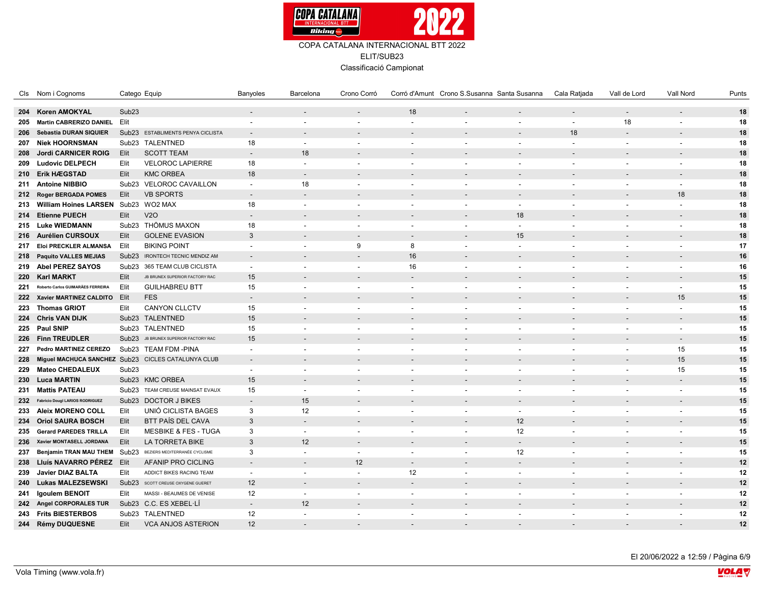COPA CATALANA INTERNACIONAL BTT 2022

ELIT/SUB23

Classificació Campionat

| Cls | Nom i Cognoms | Catego | Equip | Banyoles | Barcelona | Crono Corró | Corró d'Amunt | Crono S.Susanna | Santa Susanna | Cala Ratjada | Vall de Lord | Vall Nord | Punts |
|---|---|---|---|---|---|---|---|---|---|---|---|---|---|
| 204 | Koren AMOKYAL | Sub23 | | - | - | - | 18 | - | - | - | - | - | 18 |
| 205 | Martin CABRERIZO DANIEL | Elit | | - | - | - | - | - | - | - | 18 | - | 18 |
| 206 | Sebastia DURAN SIQUIER | Sub23 | ESTABLIMENTS PENYA CICLISTA | - | - | - | - | - | - | 18 | - | - | 18 |
| 207 | Niek HOORNSMAN | Sub23 | TALENTNED | 18 | - | - | - | - | - | - | - | - | 18 |
| 208 | Jordi CARNICER ROIG | Elit | SCOTT TEAM | - | 18 | - | - | - | - | - | - | - | 18 |
| 209 | Ludovic DELPECH | Elit | VELOROC LAPIERRE | 18 | - | - | - | - | - | - | - | - | 18 |
| 210 | Erik HÆGSTAD | Elit | KMC ORBEA | 18 | - | - | - | - | - | - | - | - | 18 |
| 211 | Antoine NIBBIO | Sub23 | VELOROC CAVAILLON | - | 18 | - | - | - | - | - | - | - | 18 |
| 212 | Roger BERGADA POMES | Elit | VB SPORTS | - | - | - | - | - | - | - | - | 18 | 18 |
| 213 | William Hoines LARSEN | Sub23 | WO2 MAX | 18 | - | - | - | - | - | - | - | - | 18 |
| 214 | Etienne PUECH | Elit | V2O | - | - | - | - | - | 18 | - | - | - | 18 |
| 215 | Luke WIEDMANN | Sub23 | THÖMUS MAXON | 18 | - | - | - | - | - | - | - | - | 18 |
| 216 | Aurélien CURSOUX | Elit | GOLENE EVASION | 3 | - | - | - | - | 15 | - | - | - | 18 |
| 217 | Eloi PRECKLER ALMANSA | Elit | BIKING POINT | - | - | 9 | 8 | - | - | - | - | - | 17 |
| 218 | Paquito VALLES MEJIAS | Sub23 | IRONTECH TECNIC MENDIZ AM | - | - | - | 16 | - | - | - | - | - | 16 |
| 219 | Abel PEREZ SAYOS | Sub23 | 365 TEAM CLUB CICLISTA | - | - | - | 16 | - | - | - | - | - | 16 |
| 220 | Karl MARKT | Elit | JB BRUNEX SUPERIOR FACTORY RAC | 15 | - | - | - | - | - | - | - | - | 15 |
| 221 | Roberto Carlos GUIMARÃES FERREIRA | Elit | GUILHABREU BTT | 15 | - | - | - | - | - | - | - | - | 15 |
| 222 | Xavier MARTINEZ CALDITO | Elit | FES | - | - | - | - | - | - | - | - | 15 | 15 |
| 223 | Thomas GRIOT | Elit | CANYON CLLCTV | 15 | - | - | - | - | - | - | - | - | 15 |
| 224 | Chris VAN DIJK | Sub23 | TALENTNED | 15 | - | - | - | - | - | - | - | - | 15 |
| 225 | Paul SNIP | Sub23 | TALENTNED | 15 | - | - | - | - | - | - | - | - | 15 |
| 226 | Finn TREUDLER | Sub23 | JB BRUNEX SUPERIOR FACTORY RAC | 15 | - | - | - | - | - | - | - | - | 15 |
| 227 | Pedro MARTINEZ CEREZO | Sub23 | TEAM FDM -PINA | - | - | - | - | - | - | - | - | 15 | 15 |
| 228 | Miguel MACHUCA SANCHEZ | Sub23 | CICLES CATALUNYA CLUB | - | - | - | - | - | - | - | - | 15 | 15 |
| 229 | Mateo CHEDALEUX | Sub23 | | - | - | - | - | - | - | - | - | 15 | 15 |
| 230 | Luca MARTIN | Sub23 | KMC ORBEA | 15 | - | - | - | - | - | - | - | - | 15 |
| 231 | Mattis PATEAU | Sub23 | TEAM CREUSE MAINSAT EVAUX | 15 | - | - | - | - | - | - | - | - | 15 |
| 232 | Fabricio Dougl LARIOS RODRIGUEZ | Sub23 | DOCTOR J BIKES | - | 15 | - | - | - | - | - | - | - | 15 |
| 233 | Aleix MORENO COLL | Elit | UNIÓ CICLISTA BAGES | 3 | 12 | - | - | - | - | - | - | - | 15 |
| 234 | Oriol SAURA BOSCH | Elit | BTT PAÍS DEL CAVA | 3 | - | - | - | - | 12 | - | - | - | 15 |
| 235 | Gerard PAREDES TRILLA | Elit | MESBIKE & FES - TUGA | 3 | - | - | - | - | 12 | - | - | - | 15 |
| 236 | Xavier MONTASELL JORDANA | Elit | LA TORRETA BIKE | 3 | 12 | - | - | - | - | - | - | - | 15 |
| 237 | Benjamin TRAN MAU THEM | Sub23 | BEZIERS MEDITERRANÉE CYCLISME | 3 | - | - | - | - | 12 | - | - | - | 15 |
| 238 | Lluís NAVARRO PÉREZ | Elit | AFANIP PRO CICLING | - | - | 12 | - | - | - | - | - | - | 12 |
| 239 | Javier DIAZ BALTA | Elit | ADDICT BIKES RACING TEAM | - | - | - | 12 | - | - | - | - | - | 12 |
| 240 | Lukas MALEZSEWSKI | Sub23 | SCOTT CREUSE OXYGENE GUERET | 12 | - | - | - | - | - | - | - | - | 12 |
| 241 | Igoulem BENOIT | Elit | MASSI - BEAUMES DE VENISE | 12 | - | - | - | - | - | - | - | - | 12 |
| 242 | Angel CORPORALES TUR | Sub23 | C.C. ES XEBEL·LÍ | - | 12 | - | - | - | - | - | - | - | 12 |
| 243 | Frits BIESTERBOS | Sub23 | TALENTNED | 12 | - | - | - | - | - | - | - | - | 12 |
| 244 | Rémy DUQUESNE | Elit | VCA ANJOS ASTERION | 12 | - | - | - | - | - | - | - | - | 12 |

El 20/06/2022 a 12:59

Vola Timing (www.vola.fr)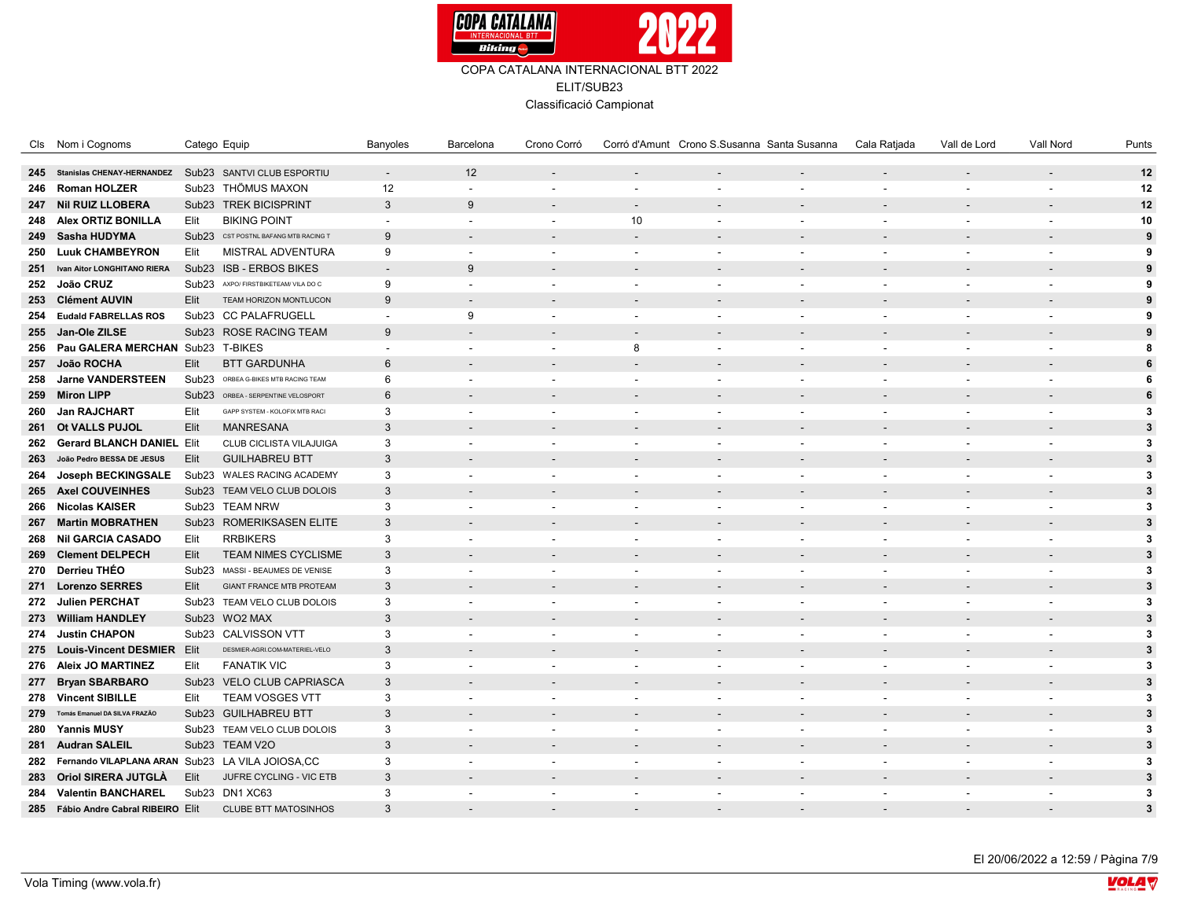COPA CATALANA INTERNACIONAL BTT 2022

ELIT/SUB23

Classificació Campionat

| Cls | Nom i Cognoms | Catego | Equip | Banyoles | Barcelona | Crono Corró | Corró d'Amunt | Crono S.Susanna | Santa Susanna | Cala Ratjada | Vall de Lord | Vall Nord | Punts |
|---|---|---|---|---|---|---|---|---|---|---|---|---|---|
| 245 | Stanislas CHENAY-HERNANDEZ | Sub23 | SANTVI CLUB ESPORTIU | - | 12 | - | - | - | - | - | - | - | 12 |
| 246 | Roman HOLZER | Sub23 | THÖMUS MAXON | 12 | - | - | - | - | - | - | - | - | 12 |
| 247 | Nil RUIZ LLOBERA | Sub23 | TREK BICISPRINT | 3 | 9 | - | - | - | - | - | - | - | 12 |
| 248 | Alex ORTIZ BONILLA | Elit | BIKING POINT | - | - | - | 10 | - | - | - | - | - | 10 |
| 249 | Sasha HUDYMA | Sub23 | CST POSTNL BAFANG MTB RACING T | 9 | - | - | - | - | - | - | - | - | 9 |
| 250 | Luuk CHAMBEYRON | Elit | MISTRAL ADVENTURA | 9 | - | - | - | - | - | - | - | - | 9 |
| 251 | Ivan Aitor LONGHITANO RIERA | Sub23 | ISB - ERBOS BIKES | - | 9 | - | - | - | - | - | - | - | 9 |
| 252 | João CRUZ | Sub23 | AXPO/ FIRSTBIKETEAM/ VILA DO C | 9 | - | - | - | - | - | - | - | - | 9 |
| 253 | Clément AUVIN | Elit | TEAM HORIZON MONTLUCON | 9 | - | - | - | - | - | - | - | - | 9 |
| 254 | Eudald FABRELLAS ROS | Sub23 | CC PALAFRUGELL | - | 9 | - | - | - | - | - | - | - | 9 |
| 255 | Jan-Ole ZILSE | Sub23 | ROSE RACING TEAM | 9 | - | - | - | - | - | - | - | - | 9 |
| 256 | Pau GALERA MERCHAN | Sub23 | T-BIKES | - | - | - | 8 | - | - | - | - | - | 8 |
| 257 | João ROCHA | Elit | BTT GARDUNHA | 6 | - | - | - | - | - | - | - | - | 6 |
| 258 | Jarne VANDERSTEEN | Sub23 | ORBEA G-BIKES MTB RACING TEAM | 6 | - | - | - | - | - | - | - | - | 6 |
| 259 | Miron LIPP | Sub23 | ORBEA - SERPENTINE VELOSPORT | 6 | - | - | - | - | - | - | - | - | 6 |
| 260 | Jan RAJCHART | Elit | GAPP SYSTEM - KOLOFIX MTB RACI | 3 | - | - | - | - | - | - | - | - | 3 |
| 261 | Ot VALLS PUJOL | Elit | MANRESANA | 3 | - | - | - | - | - | - | - | - | 3 |
| 262 | Gerard BLANCH DANIEL | Elit | CLUB CICLISTA VILAJUIGA | 3 | - | - | - | - | - | - | - | - | 3 |
| 263 | João Pedro BESSA DE JESUS | Elit | GUILHABREU BTT | 3 | - | - | - | - | - | - | - | - | 3 |
| 264 | Joseph BECKINGSALE | Sub23 | WALES RACING ACADEMY | 3 | - | - | - | - | - | - | - | - | 3 |
| 265 | Axel COUVEINHES | Sub23 | TEAM VELO CLUB DOLOIS | 3 | - | - | - | - | - | - | - | - | 3 |
| 266 | Nicolas KAISER | Sub23 | TEAM NRW | 3 | - | - | - | - | - | - | - | - | 3 |
| 267 | Martin MOBRATHEN | Sub23 | ROMERIKSASEN ELITE | 3 | - | - | - | - | - | - | - | - | 3 |
| 268 | Nil GARCIA CASADO | Elit | RRBIKERS | 3 | - | - | - | - | - | - | - | - | 3 |
| 269 | Clement DELPECH | Elit | TEAM NIMES CYCLISME | 3 | - | - | - | - | - | - | - | - | 3 |
| 270 | Derrieu THÉO | Sub23 | MASSI - BEAUMES DE VENISE | 3 | - | - | - | - | - | - | - | - | 3 |
| 271 | Lorenzo SERRES | Elit | GIANT FRANCE MTB PROTEAM | 3 | - | - | - | - | - | - | - | - | 3 |
| 272 | Julien PERCHAT | Sub23 | TEAM VELO CLUB DOLOIS | 3 | - | - | - | - | - | - | - | - | 3 |
| 273 | William HANDLEY | Sub23 | WO2 MAX | 3 | - | - | - | - | - | - | - | - | 3 |
| 274 | Justin CHAPON | Sub23 | CALVISSON VTT | 3 | - | - | - | - | - | - | - | - | 3 |
| 275 | Louis-Vincent DESMIER | Elit | DESMIER-AGRI.COM-MATERIEL-VELO | 3 | - | - | - | - | - | - | - | - | 3 |
| 276 | Aleix JO MARTINEZ | Elit | FANATIK VIC | 3 | - | - | - | - | - | - | - | - | 3 |
| 277 | Bryan SBARBARO | Sub23 | VELO CLUB CAPRIASCA | 3 | - | - | - | - | - | - | - | - | 3 |
| 278 | Vincent SIBILLE | Elit | TEAM VOSGES VTT | 3 | - | - | - | - | - | - | - | - | 3 |
| 279 | Tomás Emanuel DA SILVA FRAZÃO | Sub23 | GUILHABREU BTT | 3 | - | - | - | - | - | - | - | - | 3 |
| 280 | Yannis MUSY | Sub23 | TEAM VELO CLUB DOLOIS | 3 | - | - | - | - | - | - | - | - | 3 |
| 281 | Audran SALEIL | Sub23 | TEAM V2O | 3 | - | - | - | - | - | - | - | - | 3 |
| 282 | Fernando VILAPLANA ARAN | Sub23 | LA VILA JOIOSA,CC | 3 | - | - | - | - | - | - | - | - | 3 |
| 283 | Oriol SIRERA JUTGLÀ | Elit | JUFRE CYCLING - VIC ETB | 3 | - | - | - | - | - | - | - | - | 3 |
| 284 | Valentin BANCHAREL | Sub23 | DN1 XC63 | 3 | - | - | - | - | - | - | - | - | 3 |
| 285 | Fábio Andre Cabral RIBEIRO | Elit | CLUBE BTT MATOSINHOS | 3 | - | - | - | - | - | - | - | - | 3 |

El 20/06/2022 a 12:59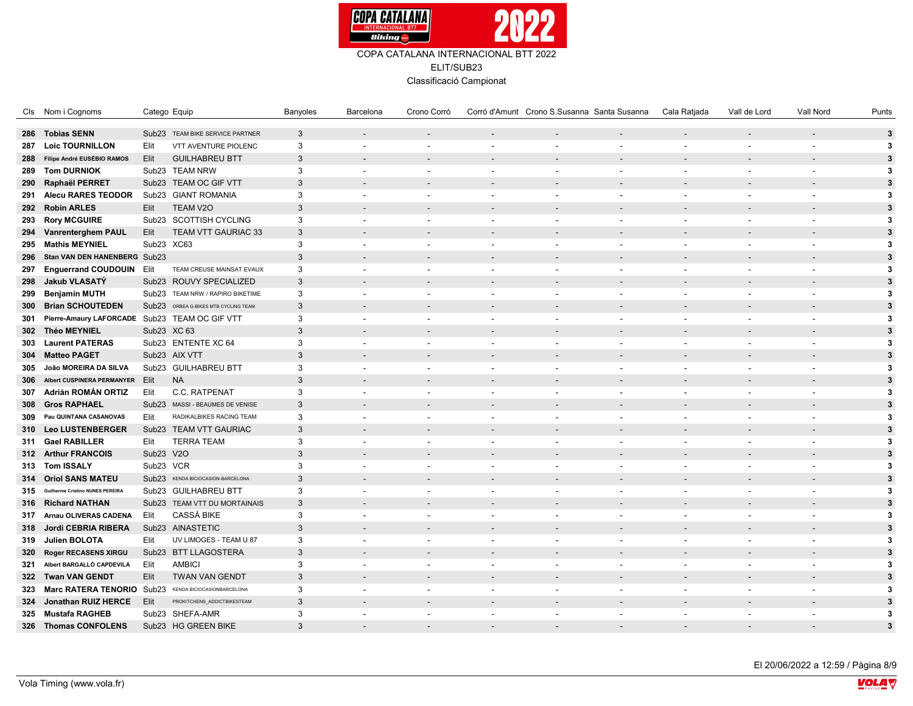COPA CATALANA INTERNACIONAL BTT 2022

ELIT/SUB23

Classificació Campionat

| Cls | Nom i Cognoms | Catego | Equip | Banyoles | Barcelona | Crono Corró | Corró d'Amunt | Crono S.Susanna | Santa Susanna | Cala Ratjada | Vall de Lord | Vall Nord | Punts |
|---|---|---|---|---|---|---|---|---|---|---|---|---|---|
| 286 | Tobias SENN | Sub23 | TEAM BIKE SERVICE PARTNER | 3 | - | - | - | - | - | - | - | - | 3 |
| 287 | Loic TOURNILLON | Elit | VTT AVENTURE PIOLENC | 3 | - | - | - | - | - | - | - | - | 3 |
| 288 | Filipe André EUSÉBIO RAMOS | Elit | GUILHABREU BTT | 3 | - | - | - | - | - | - | - | - | 3 |
| 289 | Tom DURNIOK | Sub23 | TEAM NRW | 3 | - | - | - | - | - | - | - | - | 3 |
| 290 | Raphaël PERRET | Sub23 | TEAM OC GIF VTT | 3 | - | - | - | - | - | - | - | - | 3 |
| 291 | Alecu RARES TEODOR | Sub23 | GIANT ROMANIA | 3 | - | - | - | - | - | - | - | - | 3 |
| 292 | Robin ARLES | Elit | TEAM V2O | 3 | - | - | - | - | - | - | - | - | 3 |
| 293 | Rory MCGUIRE | Sub23 | SCOTTISH CYCLING | 3 | - | - | - | - | - | - | - | - | 3 |
| 294 | Vanrenterghem PAUL | Elit | TEAM VTT GAURIAC 33 | 3 | - | - | - | - | - | - | - | - | 3 |
| 295 | Mathis MEYNIEL | Sub23 | XC63 | 3 | - | - | - | - | - | - | - | - | 3 |
| 296 | Stan VAN DEN HANENBERG | Sub23 | | 3 | - | - | - | - | - | - | - | - | 3 |
| 297 | Enguerrand COUDOUIN | Elit | TEAM CREUSE MAINSAT EVAUX | 3 | - | - | - | - | - | - | - | - | 3 |
| 298 | Jakub VLASATÝ | Sub23 | ROUVY SPECIALIZED | 3 | - | - | - | - | - | - | - | - | 3 |
| 299 | Benjamin MUTH | Sub23 | TEAM NRW / RAPIRO BIKETIME | 3 | - | - | - | - | - | - | - | - | 3 |
| 300 | Brian SCHOUTEDEN | Sub23 | ORBEA G-BIKES MTB CYCLING TEAM | 3 | - | - | - | - | - | - | - | - | 3 |
| 301 | Pierre-Amaury LAFORCADE | Sub23 | TEAM OC GIF VTT | 3 | - | - | - | - | - | - | - | - | 3 |
| 302 | Théo MEYNIEL | Sub23 | XC 63 | 3 | - | - | - | - | - | - | - | - | 3 |
| 303 | Laurent PATERAS | Sub23 | ENTENTE XC 64 | 3 | - | - | - | - | - | - | - | - | 3 |
| 304 | Matteo PAGET | Sub23 | AIX VTT | 3 | - | - | - | - | - | - | - | - | 3 |
| 305 | João MOREIRA DA SILVA | Sub23 | GUILHABREU BTT | 3 | - | - | - | - | - | - | - | - | 3 |
| 306 | Albert CUSPINERA PERMANYER | Elit | NA | 3 | - | - | - | - | - | - | - | - | 3 |
| 307 | Adrián ROMÁN ORTIZ | Elit | C.C. RATPENAT | 3 | - | - | - | - | - | - | - | - | 3 |
| 308 | Gros RAPHAEL | Sub23 | MASSI - BEAUMES DE VENISE | 3 | - | - | - | - | - | - | - | - | 3 |
| 309 | Pau QUINTANA CASANOVAS | Elit | RADIKALBIKES RACING TEAM | 3 | - | - | - | - | - | - | - | - | 3 |
| 310 | Leo LUSTENBERGER | Sub23 | TEAM VTT GAURIAC | 3 | - | - | - | - | - | - | - | - | 3 |
| 311 | Gael RABILLER | Elit | TERRA TEAM | 3 | - | - | - | - | - | - | - | - | 3 |
| 312 | Arthur FRANCOIS | Sub23 | V2O | 3 | - | - | - | - | - | - | - | - | 3 |
| 313 | Tom ISSALY | Sub23 | VCR | 3 | - | - | - | - | - | - | - | - | 3 |
| 314 | Oriol SANS MATEU | Sub23 | KENDA BICIOCASION-BARCELONA | 3 | - | - | - | - | - | - | - | - | 3 |
| 315 | Guilherme Cristino NUNES PEREIRA | Sub23 | GUILHABREU BTT | 3 | - | - | - | - | - | - | - | - | 3 |
| 316 | Richard NATHAN | Sub23 | TEAM VTT DU MORTAINAIS | 3 | - | - | - | - | - | - | - | - | 3 |
| 317 | Arnau OLIVERAS CADENA | Elit | CASSÀ BIKE | 3 | - | - | - | - | - | - | - | - | 3 |
| 318 | Jordi CEBRIA RIBERA | Sub23 | AINASTETIC | 3 | - | - | - | - | - | - | - | - | 3 |
| 319 | Julien BOLOTA | Elit | UV LIMOGES - TEAM U 87 | 3 | - | - | - | - | - | - | - | - | 3 |
| 320 | Roger RECASENS XIRGU | Sub23 | BTT LLAGOSTERA | 3 | - | - | - | - | - | - | - | - | 3 |
| 321 | Albert BARGALLÓ CAPDEVILA | Elit | AMBICI | 3 | - | - | - | - | - | - | - | - | 3 |
| 322 | Twan VAN GENDT | Elit | TWAN VAN GENDT | 3 | - | - | - | - | - | - | - | - | 3 |
| 323 | Marc RATERA TENORIO | Sub23 | KENDA BICIOCASIONBARCELONA | 3 | - | - | - | - | - | - | - | - | 3 |
| 324 | Jonathan RUIZ HERCE | Elit | PROKITCHENS_ADDICTBIKESTEAM | 3 | - | - | - | - | - | - | - | - | 3 |
| 325 | Mustafa RAGHEB | Sub23 | SHEFA-AMR | 3 | - | - | - | - | - | - | - | - | 3 |
| 326 | Thomas CONFOLENS | Sub23 | HG GREEN BIKE | 3 | - | - | - | - | - | - | - | - | 3 |

El 20/06/2022 a 12:59 / Pàgina 8/9

Vola Timing (www.vola.fr)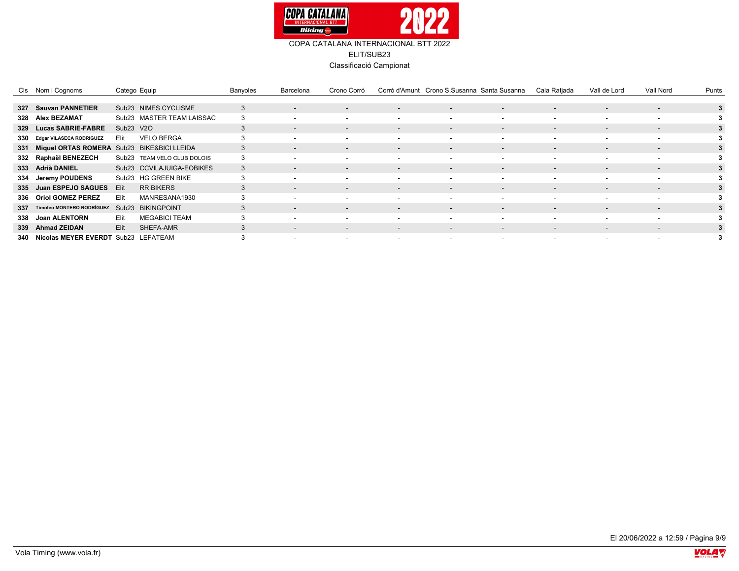COPA CATALANA INTERNACIONAL BTT 2022

ELIT/SUB23

Classificació Campionat

| Cls | Nom i Cognoms | Catego | Equip | Banyoles | Barcelona | Crono Corró | Corró d'Amunt | Crono S.Susanna | Santa Susanna | Cala Ratjada | Vall de Lord | Vall Nord | Punts |
|---|---|---|---|---|---|---|---|---|---|---|---|---|---|
| **327** | **Sauvan PANNETIER** | Sub23 | NIMES CYCLISME | 3 | - | - | - | - | - | - | - | - | **3** |
| **328** | **Alex BEZAMAT** | Sub23 | MASTER TEAM LAISSAC | 3 | - | - | - | - | - | - | - | - | **3** |
| **329** | **Lucas SABRIE-FABRE** | Sub23 | V2O | 3 | - | - | - | - | - | - | - | - | **3** |
| **330** | **Edgar VILASECA RODRIGUEZ** | Elit | VELO BERGA | 3 | - | - | - | - | - | - | - | - | **3** |
| **331** | **Miquel ORTAS ROMERA** | Sub23 | BIKE&BICI LLEIDA | 3 | - | - | - | - | - | - | - | - | **3** |
| **332** | **Raphaël BENEZECH** | Sub23 | TEAM VELO CLUB DOLOIS | 3 | - | - | - | - | - | - | - | - | **3** |
| **333** | **Adrià DANIEL** | Sub23 | CCVILAJUIGA-EOBIKES | 3 | - | - | - | - | - | - | - | - | **3** |
| **334** | **Jeremy POUDENS** | Sub23 | HG GREEN BIKE | 3 | - | - | - | - | - | - | - | - | **3** |
| **335** | **Juan ESPEJO SAGUES** | Elit | RR BIKERS | 3 | - | - | - | - | - | - | - | - | **3** |
| **336** | **Oriol GOMEZ PEREZ** | Elit | MANRESANA1930 | 3 | - | - | - | - | - | - | - | - | **3** |
| **337** | **Timoteo MONTERO RODRÍGUEZ** | Sub23 | BIKINGPOINT | 3 | - | - | - | - | - | - | - | - | **3** |
| **338** | **Joan ALENTORN** | Elit | MEGABICI TEAM | 3 | - | - | - | - | - | - | - | - | **3** |
| **339** | **Ahmad ZEIDAN** | Elit | SHEFA-AMR | 3 | - | - | - | - | - | - | - | - | **3** |
| **340** | **Nicolas MEYER EVERDT** | Sub23 | LEFATEAM | 3 | - | - | - | - | - | - | - | - | **3** |

El 20/06/2022 a 12:59

Vola Timing (www.vola.fr)